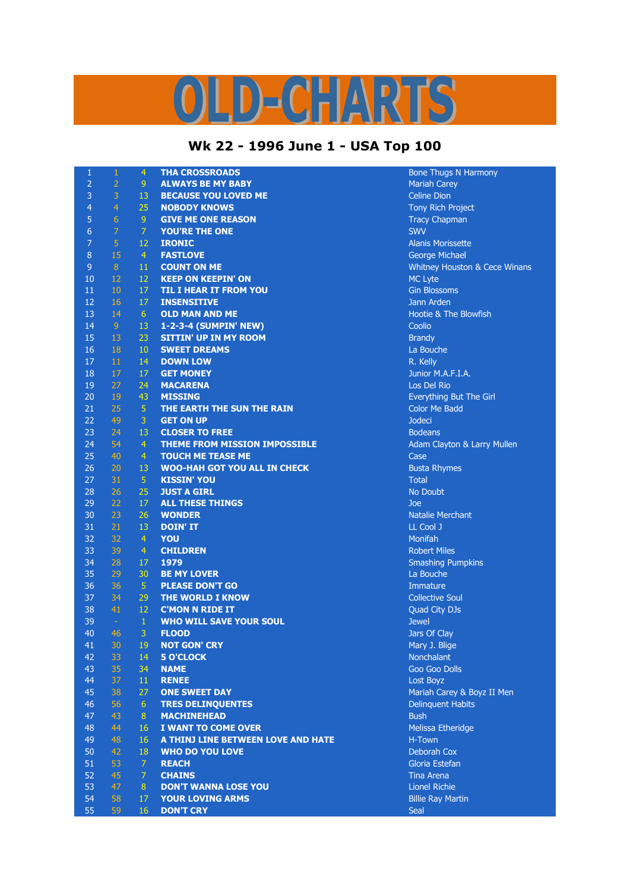# OLD-CHARTS

## Wk 22 - 1996 June 1 - USA Top 100

| | | | | |
|---|---|---|---|---|
| 1 | 1 | 4 | THA CROSSROADS | Bone Thugs N Harmony |
| 2 | 2 | 9 | ALWAYS BE MY BABY | Mariah Carey |
| 3 | 3 | 13 | BECAUSE YOU LOVED ME | Celine Dion |
| 4 | 4 | 25 | NOBODY KNOWS | Tony Rich Project |
| 5 | 6 | 9 | GIVE ME ONE REASON | Tracy Chapman |
| 6 | 7 | 7 | YOU'RE THE ONE | SWV |
| 7 | 5 | 12 | IRONIC | Alanis Morissette |
| 8 | 15 | 4 | FASTLOVE | George Michael |
| 9 | 8 | 11 | COUNT ON ME | Whitney Houston & Cece Winans |
| 10 | 12 | 12 | KEEP ON KEEPIN' ON | MC Lyte |
| 11 | 10 | 17 | TIL I HEAR IT FROM YOU | Gin Blossoms |
| 12 | 16 | 17 | INSENSITIVE | Jann Arden |
| 13 | 14 | 6 | OLD MAN AND ME | Hootie & The Blowfish |
| 14 | 9 | 13 | 1-2-3-4 (SUMPIN' NEW) | Coolio |
| 15 | 13 | 23 | SITTIN' UP IN MY ROOM | Brandy |
| 16 | 18 | 10 | SWEET DREAMS | La Bouche |
| 17 | 11 | 14 | DOWN LOW | R. Kelly |
| 18 | 17 | 17 | GET MONEY | Junior M.A.F.I.A. |
| 19 | 27 | 24 | MACARENA | Los Del Rio |
| 20 | 19 | 43 | MISSING | Everything But The Girl |
| 21 | 25 | 5 | THE EARTH THE SUN THE RAIN | Color Me Badd |
| 22 | 49 | 3 | GET ON UP | Jodeci |
| 23 | 24 | 13 | CLOSER TO FREE | Bodeans |
| 24 | 54 | 4 | THEME FROM MISSION IMPOSSIBLE | Adam Clayton & Larry Mullen |
| 25 | 40 | 4 | TOUCH ME TEASE ME | Case |
| 26 | 20 | 13 | WOO-HAH GOT YOU ALL IN CHECK | Busta Rhymes |
| 27 | 31 | 5 | KISSIN' YOU | Total |
| 28 | 26 | 25 | JUST A GIRL | No Doubt |
| 29 | 22 | 17 | ALL THESE THINGS | Joe |
| 30 | 23 | 26 | WONDER | Natalie Merchant |
| 31 | 21 | 13 | DOIN' IT | LL Cool J |
| 32 | 32 | 4 | YOU | Monifah |
| 33 | 39 | 4 | CHILDREN | Robert Miles |
| 34 | 28 | 17 | 1979 | Smashing Pumpkins |
| 35 | 29 | 30 | BE MY LOVER | La Bouche |
| 36 | 36 | 5 | PLEASE DON'T GO | Immature |
| 37 | 34 | 29 | THE WORLD I KNOW | Collective Soul |
| 38 | 41 | 12 | C'MON N RIDE IT | Quad City DJs |
| 39 | - | 1 | WHO WILL SAVE YOUR SOUL | Jewel |
| 40 | 46 | 3 | FLOOD | Jars Of Clay |
| 41 | 30 | 19 | NOT GON' CRY | Mary J. Blige |
| 42 | 33 | 14 | 5 O'CLOCK | Nonchalant |
| 43 | 35 | 34 | NAME | Goo Goo Dolls |
| 44 | 37 | 11 | RENEE | Lost Boyz |
| 45 | 38 | 27 | ONE SWEET DAY | Mariah Carey & Boyz II Men |
| 46 | 56 | 6 | TRES DELINQUENTES | Delinquent Habits |
| 47 | 43 | 8 | MACHINEHEAD | Bush |
| 48 | 44 | 16 | I WANT TO COME OVER | Melissa Etheridge |
| 49 | 48 | 16 | A THINJ LINE BETWEEN LOVE AND HATE | H-Town |
| 50 | 42 | 18 | WHO DO YOU LOVE | Deborah Cox |
| 51 | 53 | 7 | REACH | Gloria Estefan |
| 52 | 45 | 7 | CHAINS | Tina Arena |
| 53 | 47 | 8 | DON'T WANNA LOSE YOU | Lionel Richie |
| 54 | 58 | 17 | YOUR LOVING ARMS | Billie Ray Martin |
| 55 | 59 | 16 | DON'T CRY | Seal |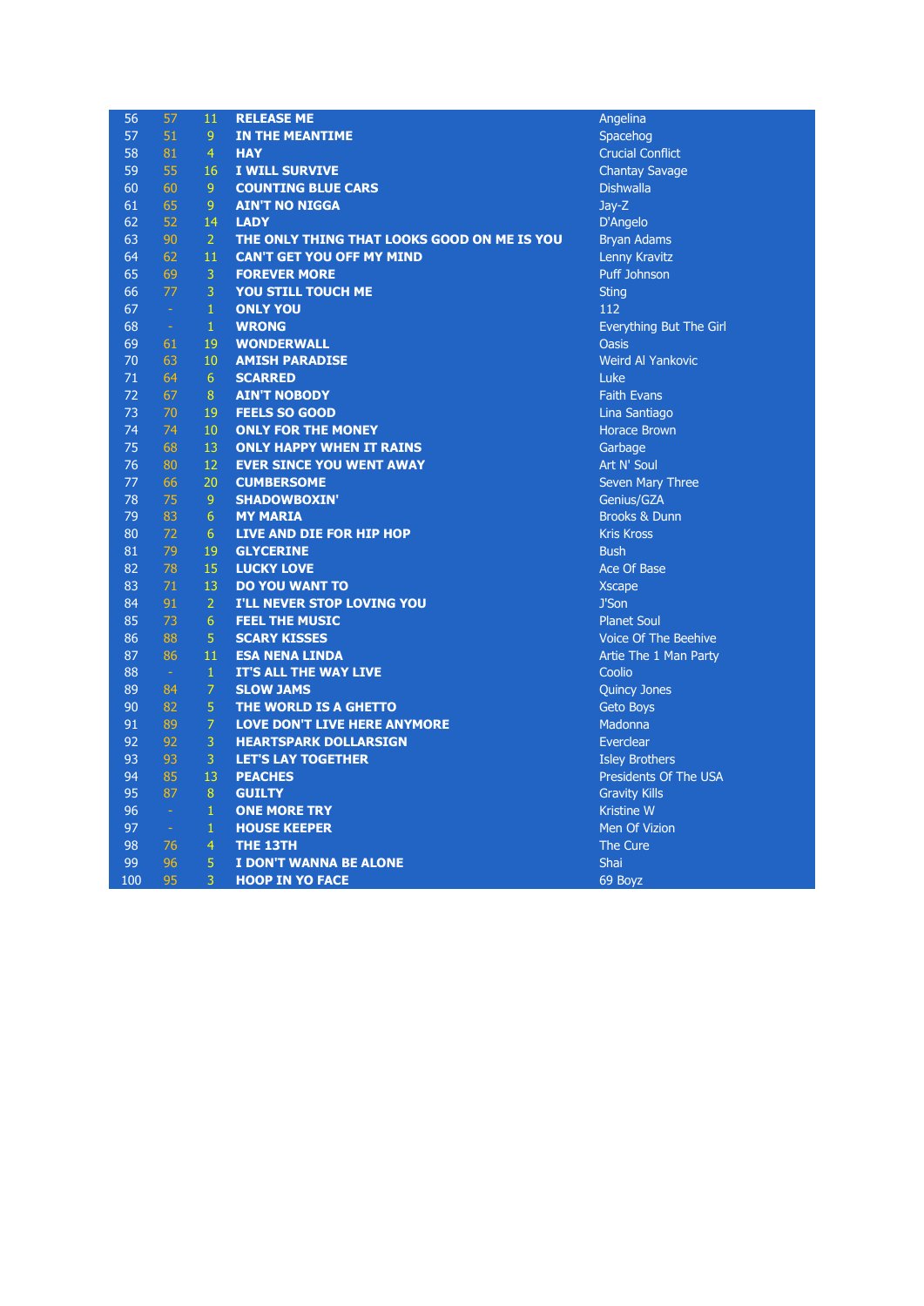| | | | | |
|---|---|---|---|---|
| 56 | 57 | 11 | **RELEASE ME** | Angelina |
| 57 | 51 | 9 | **IN THE MEANTIME** | Spacehog |
| 58 | 81 | 4 | **HAY** | Crucial Conflict |
| 59 | 55 | 16 | **I WILL SURVIVE** | Chantay Savage |
| 60 | 60 | 9 | **COUNTING BLUE CARS** | Dishwalla |
| 61 | 65 | 9 | **AIN'T NO NIGGA** | Jay-Z |
| 62 | 52 | 14 | **LADY** | D'Angelo |
| 63 | 90 | 2 | **THE ONLY THING THAT LOOKS GOOD ON ME IS YOU** | Bryan Adams |
| 64 | 62 | 11 | **CAN'T GET YOU OFF MY MIND** | Lenny Kravitz |
| 65 | 69 | 3 | **FOREVER MORE** | Puff Johnson |
| 66 | 77 | 3 | **YOU STILL TOUCH ME** | Sting |
| 67 | - | 1 | **ONLY YOU** | 112 |
| 68 | - | 1 | **WRONG** | Everything But The Girl |
| 69 | 61 | 19 | **WONDERWALL** | Oasis |
| 70 | 63 | 10 | **AMISH PARADISE** | Weird Al Yankovic |
| 71 | 64 | 6 | **SCARRED** | Luke |
| 72 | 67 | 8 | **AIN'T NOBODY** | Faith Evans |
| 73 | 70 | 19 | **FEELS SO GOOD** | Lina Santiago |
| 74 | 74 | 10 | **ONLY FOR THE MONEY** | Horace Brown |
| 75 | 68 | 13 | **ONLY HAPPY WHEN IT RAINS** | Garbage |
| 76 | 80 | 12 | **EVER SINCE YOU WENT AWAY** | Art N' Soul |
| 77 | 66 | 20 | **CUMBERSOME** | Seven Mary Three |
| 78 | 75 | 9 | **SHADOWBOXIN'** | Genius/GZA |
| 79 | 83 | 6 | **MY MARIA** | Brooks & Dunn |
| 80 | 72 | 6 | **LIVE AND DIE FOR HIP HOP** | Kris Kross |
| 81 | 79 | 19 | **GLYCERINE** | Bush |
| 82 | 78 | 15 | **LUCKY LOVE** | Ace Of Base |
| 83 | 71 | 13 | **DO YOU WANT TO** | Xscape |
| 84 | 91 | 2 | **I'LL NEVER STOP LOVING YOU** | J'Son |
| 85 | 73 | 6 | **FEEL THE MUSIC** | Planet Soul |
| 86 | 88 | 5 | **SCARY KISSES** | Voice Of The Beehive |
| 87 | 86 | 11 | **ESA NENA LINDA** | Artie The 1 Man Party |
| 88 | - | 1 | **IT'S ALL THE WAY LIVE** | Coolio |
| 89 | 84 | 7 | **SLOW JAMS** | Quincy Jones |
| 90 | 82 | 5 | **THE WORLD IS A GHETTO** | Geto Boys |
| 91 | 89 | 7 | **LOVE DON'T LIVE HERE ANYMORE** | Madonna |
| 92 | 92 | 3 | **HEARTSPARK DOLLARSIGN** | Everclear |
| 93 | 93 | 3 | **LET'S LAY TOGETHER** | Isley Brothers |
| 94 | 85 | 13 | **PEACHES** | Presidents Of The USA |
| 95 | 87 | 8 | **GUILTY** | Gravity Kills |
| 96 | - | 1 | **ONE MORE TRY** | Kristine W |
| 97 | - | 1 | **HOUSE KEEPER** | Men Of Vizion |
| 98 | 76 | 4 | **THE 13TH** | The Cure |
| 99 | 96 | 5 | **I DON'T WANNA BE ALONE** | Shai |
| 100 | 95 | 3 | **HOOP IN YO FACE** | 69 Boyz |